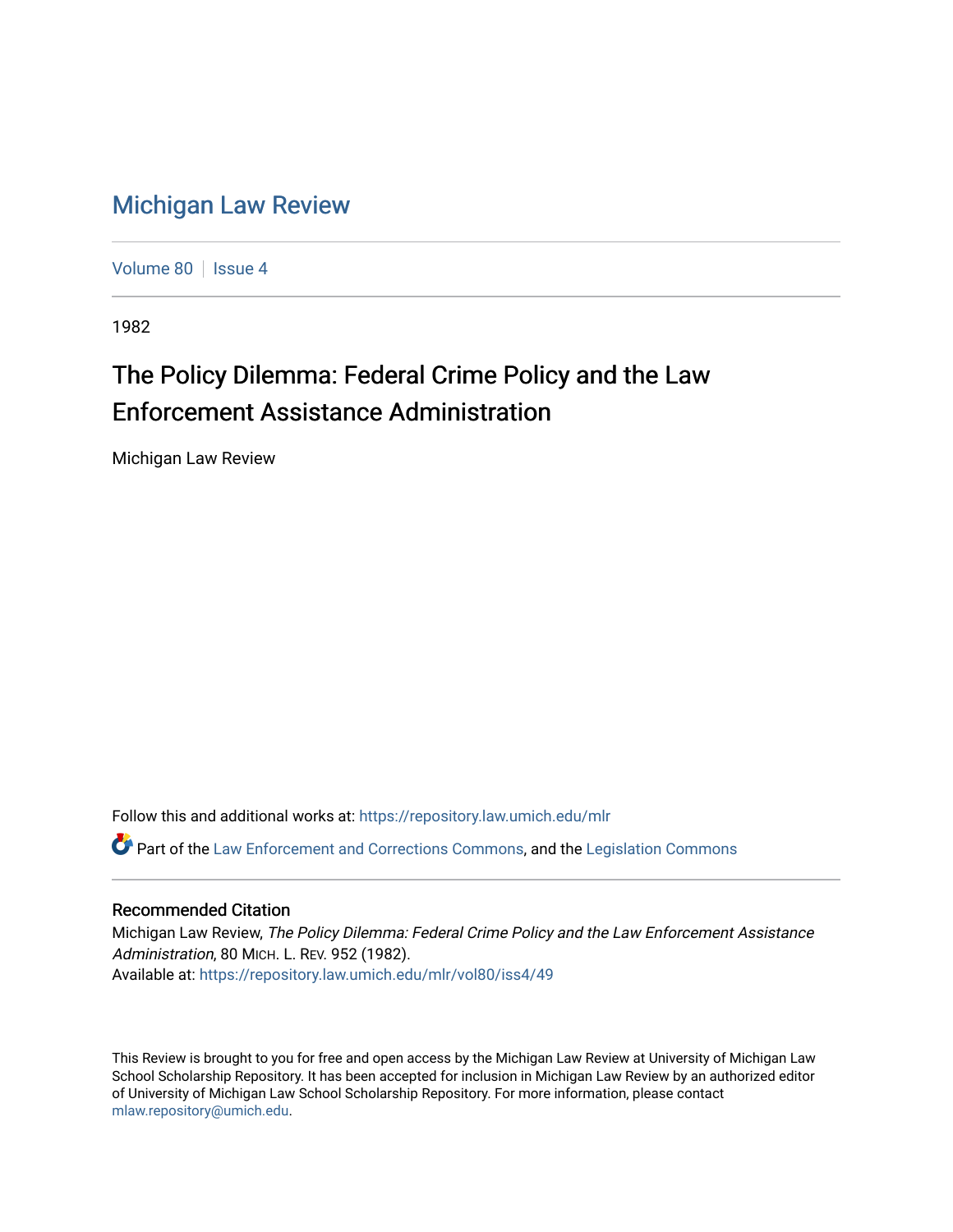# Michigan Law Review

Volume 80 | Issue 4

1982

## The Policy Dilemma: Federal Crime Policy and the Law Enforcement Assistance Administration

Michigan Law Review

Follow this and additional works at: https://repository.law.umich.edu/mlr

Part of the Law Enforcement and Corrections Commons, and the Legislation Commons

### Recommended Citation

Michigan Law Review, *The Policy Dilemma: Federal Crime Policy and the Law Enforcement Assistance Administration*, 80 MICH. L. REV. 952 (1982).
Available at: https://repository.law.umich.edu/mlr/vol80/iss4/49

This Review is brought to you for free and open access by the Michigan Law Review at University of Michigan Law School Scholarship Repository. It has been accepted for inclusion in Michigan Law Review by an authorized editor of University of Michigan Law School Scholarship Repository. For more information, please contact mlaw.repository@umich.edu.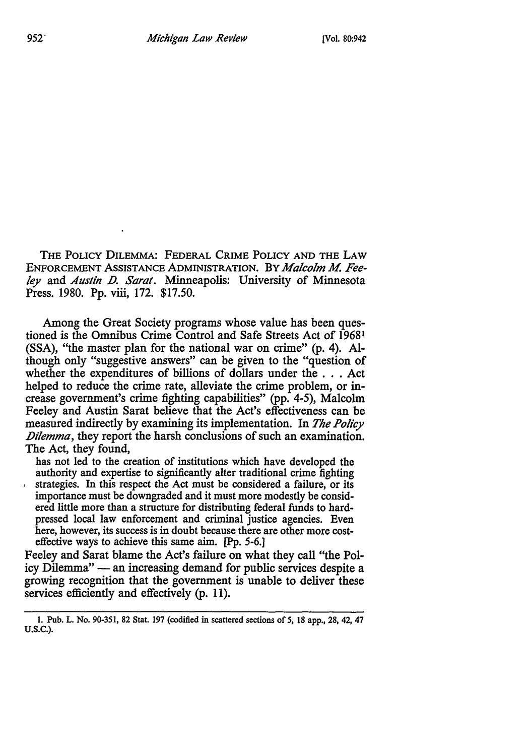THE POLICY DILEMMA: FEDERAL CRIME POLICY AND THE LAW ENFORCEMENT ASSISTANCE ADMINISTRATION. BY *Malcolm M. Feeley* and *Austin D. Sarat*. Minneapolis: University of Minnesota Press. 1980. Pp. viii, 172. $17.50.

Among the Great Society programs whose value has been questioned is the Omnibus Crime Control and Safe Streets Act of 1968[1] (SSA), "the master plan for the national war on crime" (p. 4). Although only "suggestive answers" can be given to the "question of whether the expenditures of billions of dollars under the . . . Act helped to reduce the crime rate, alleviate the crime problem, or increase government's crime fighting capabilities" (pp. 4-5), Malcolm Feeley and Austin Sarat believe that the Act's effectiveness can be measured indirectly by examining its implementation. In *The Policy Dilemma*, they report the harsh conclusions of such an examination. The Act, they found,

> has not led to the creation of institutions which have developed the authority and expertise to significantly alter traditional crime fighting strategies. In this respect the Act must be considered a failure, or its importance must be downgraded and it must more modestly be considered little more than a structure for distributing federal funds to hard-pressed local law enforcement and criminal justice agencies. Even here, however, its success is in doubt because there are other more cost-effective ways to achieve this same aim. [Pp. 5-6.]

Feeley and Sarat blame the Act's failure on what they call "the Policy Dilemma" — an increasing demand for public services despite a growing recognition that the government is unable to deliver these services efficiently and effectively (p. 11).

---

1. Pub. L. No. 90-351, 82 Stat. 197 (codified in scattered sections of 5, 18 app., 28, 42, 47 U.S.C.).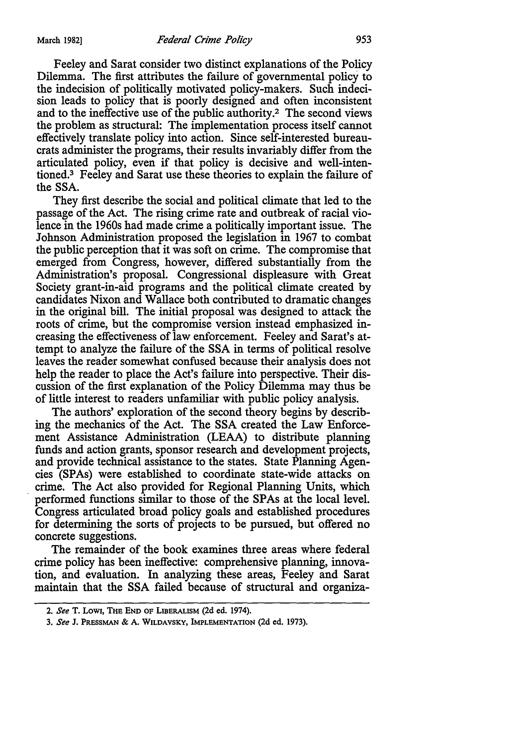Feeley and Sarat consider two distinct explanations of the Policy Dilemma. The first attributes the failure of governmental policy to the indecision of politically motivated policy-makers. Such indecision leads to policy that is poorly designed and often inconsistent and to the ineffective use of the public authority.[2] The second views the problem as structural: The implementation process itself cannot effectively translate policy into action. Since self-interested bureaucrats administer the programs, their results invariably differ from the articulated policy, even if that policy is decisive and well-intentioned.[3] Feeley and Sarat use these theories to explain the failure of the SSA.

They first describe the social and political climate that led to the passage of the Act. The rising crime rate and outbreak of racial violence in the 1960s had made crime a politically important issue. The Johnson Administration proposed the legislation in 1967 to combat the public perception that it was soft on crime. The compromise that emerged from Congress, however, differed substantially from the Administration's proposal. Congressional displeasure with Great Society grant-in-aid programs and the political climate created by candidates Nixon and Wallace both contributed to dramatic changes in the original bill. The initial proposal was designed to attack the roots of crime, but the compromise version instead emphasized increasing the effectiveness of law enforcement. Feeley and Sarat's attempt to analyze the failure of the SSA in terms of political resolve leaves the reader somewhat confused because their analysis does not help the reader to place the Act's failure into perspective. Their discussion of the first explanation of the Policy Dilemma may thus be of little interest to readers unfamiliar with public policy analysis.

The authors' exploration of the second theory begins by describing the mechanics of the Act. The SSA created the Law Enforcement Assistance Administration (LEAA) to distribute planning funds and action grants, sponsor research and development projects, and provide technical assistance to the states. State Planning Agencies (SPAs) were established to coordinate state-wide attacks on crime. The Act also provided for Regional Planning Units, which performed functions similar to those of the SPAs at the local level. Congress articulated broad policy goals and established procedures for determining the sorts of projects to be pursued, but offered no concrete suggestions.

The remainder of the book examines three areas where federal crime policy has been ineffective: comprehensive planning, innovation, and evaluation. In analyzing these areas, Feeley and Sarat maintain that the SSA failed because of structural and organiza-

---

2. *See* T. Lowi, The End of Liberalism (2d ed. 1974).

3. *See* J. Pressman & A. Wildavsky, Implementation (2d ed. 1973).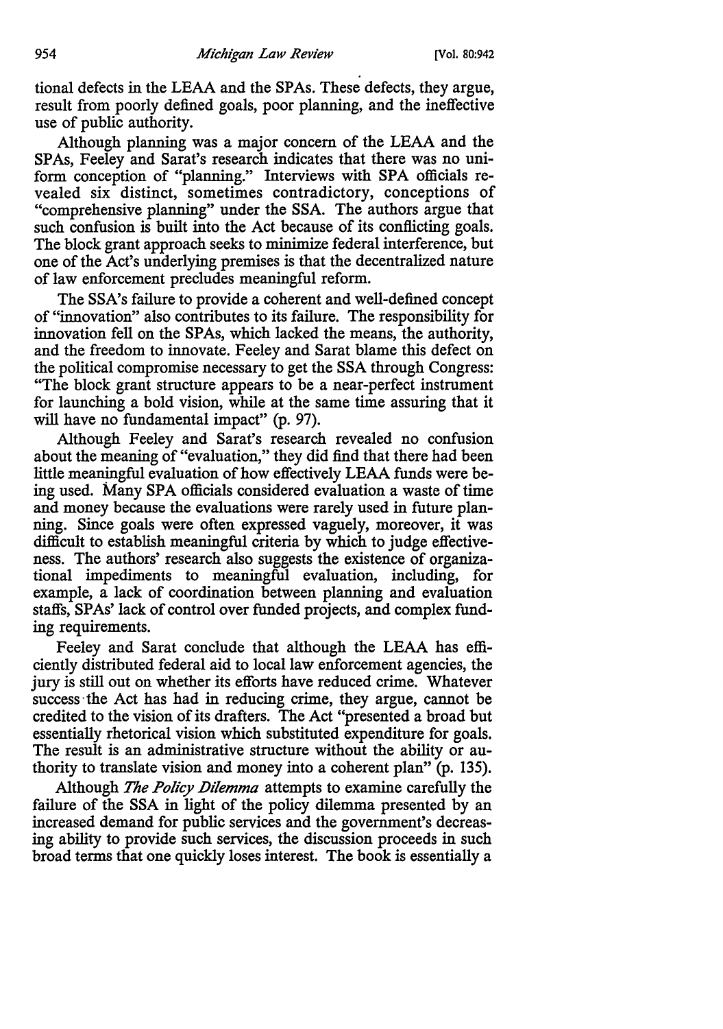tional defects in the LEAA and the SPAs. These defects, they argue, result from poorly defined goals, poor planning, and the ineffective use of public authority.

Although planning was a major concern of the LEAA and the SPAs, Feeley and Sarat's research indicates that there was no uniform conception of "planning." Interviews with SPA officials revealed six distinct, sometimes contradictory, conceptions of "comprehensive planning" under the SSA. The authors argue that such confusion is built into the Act because of its conflicting goals. The block grant approach seeks to minimize federal interference, but one of the Act's underlying premises is that the decentralized nature of law enforcement precludes meaningful reform.

The SSA's failure to provide a coherent and well-defined concept of "innovation" also contributes to its failure. The responsibility for innovation fell on the SPAs, which lacked the means, the authority, and the freedom to innovate. Feeley and Sarat blame this defect on the political compromise necessary to get the SSA through Congress: "The block grant structure appears to be a near-perfect instrument for launching a bold vision, while at the same time assuring that it will have no fundamental impact" (p. 97).

Although Feeley and Sarat's research revealed no confusion about the meaning of "evaluation," they did find that there had been little meaningful evaluation of how effectively LEAA funds were being used. Many SPA officials considered evaluation a waste of time and money because the evaluations were rarely used in future planning. Since goals were often expressed vaguely, moreover, it was difficult to establish meaningful criteria by which to judge effectiveness. The authors' research also suggests the existence of organizational impediments to meaningful evaluation, including, for example, a lack of coordination between planning and evaluation staffs, SPAs' lack of control over funded projects, and complex funding requirements.

Feeley and Sarat conclude that although the LEAA has efficiently distributed federal aid to local law enforcement agencies, the jury is still out on whether its efforts have reduced crime. Whatever success the Act has had in reducing crime, they argue, cannot be credited to the vision of its drafters. The Act "presented a broad but essentially rhetorical vision which substituted expenditure for goals. The result is an administrative structure without the ability or authority to translate vision and money into a coherent plan" (p. 135).

Although *The Policy Dilemma* attempts to examine carefully the failure of the SSA in light of the policy dilemma presented by an increased demand for public services and the government's decreasing ability to provide such services, the discussion proceeds in such broad terms that one quickly loses interest. The book is essentially a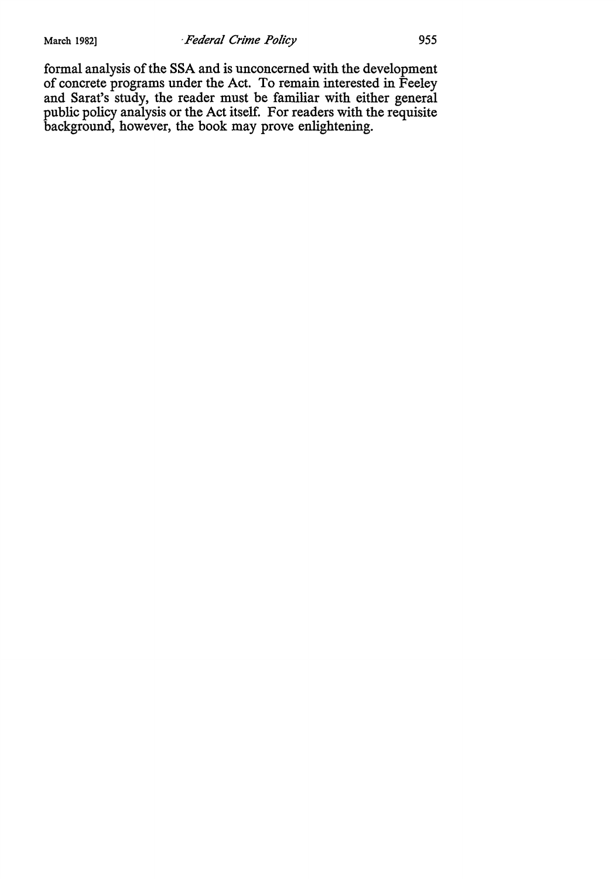formal analysis of the SSA and is unconcerned with the development of concrete programs under the Act. To remain interested in Feeley and Sarat's study, the reader must be familiar with either general public policy analysis or the Act itself. For readers with the requisite background, however, the book may prove enlightening.